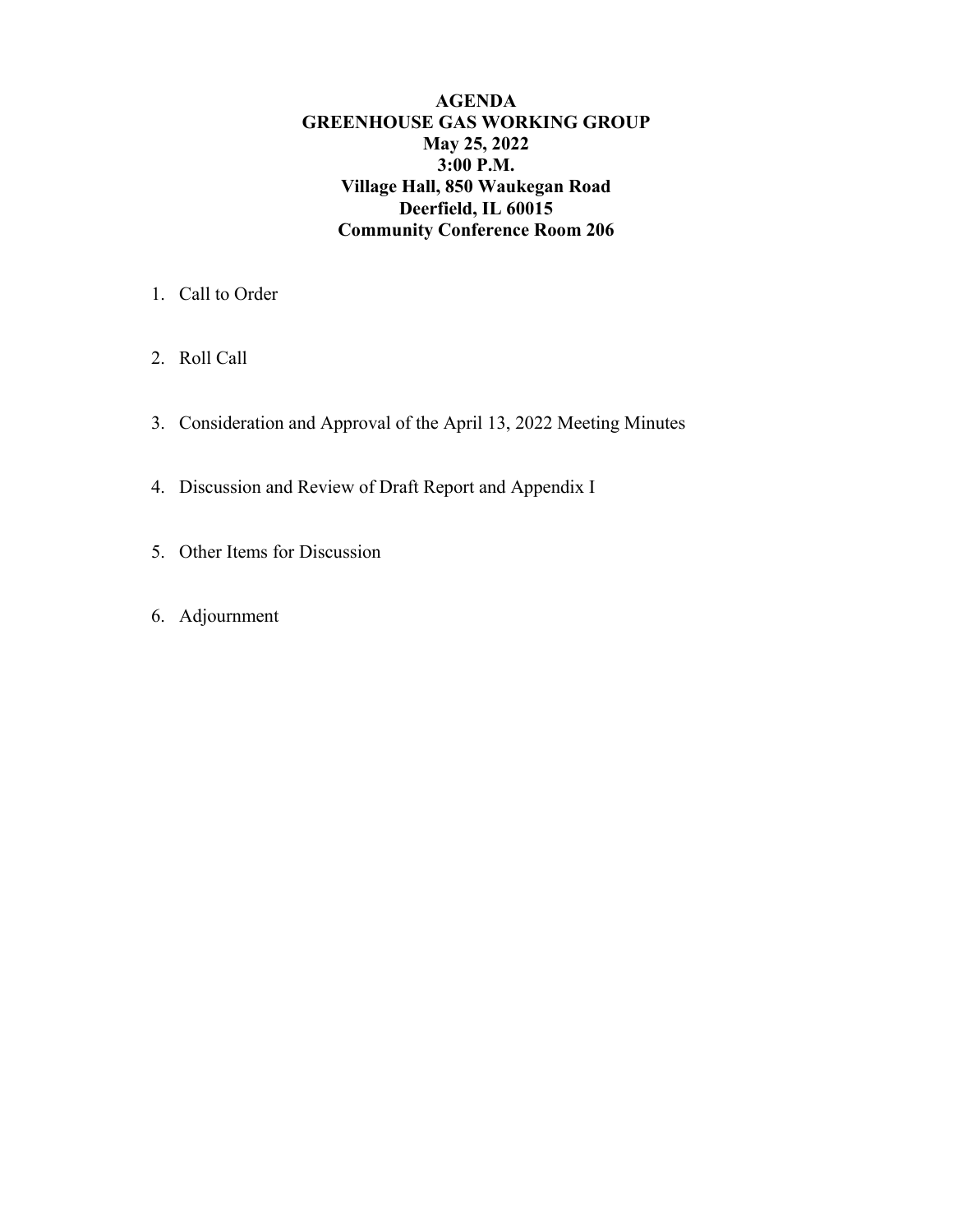**AGENDA**
**GREENHOUSE GAS WORKING GROUP**
**May 25, 2022**
**3:00 P.M.**
**Village Hall, 850 Waukegan Road**
**Deerfield, IL 60015**
**Community Conference Room 206**

1. Call to Order

2. Roll Call

3. Consideration and Approval of the April 13, 2022 Meeting Minutes

4. Discussion and Review of Draft Report and Appendix I

5. Other Items for Discussion

6. Adjournment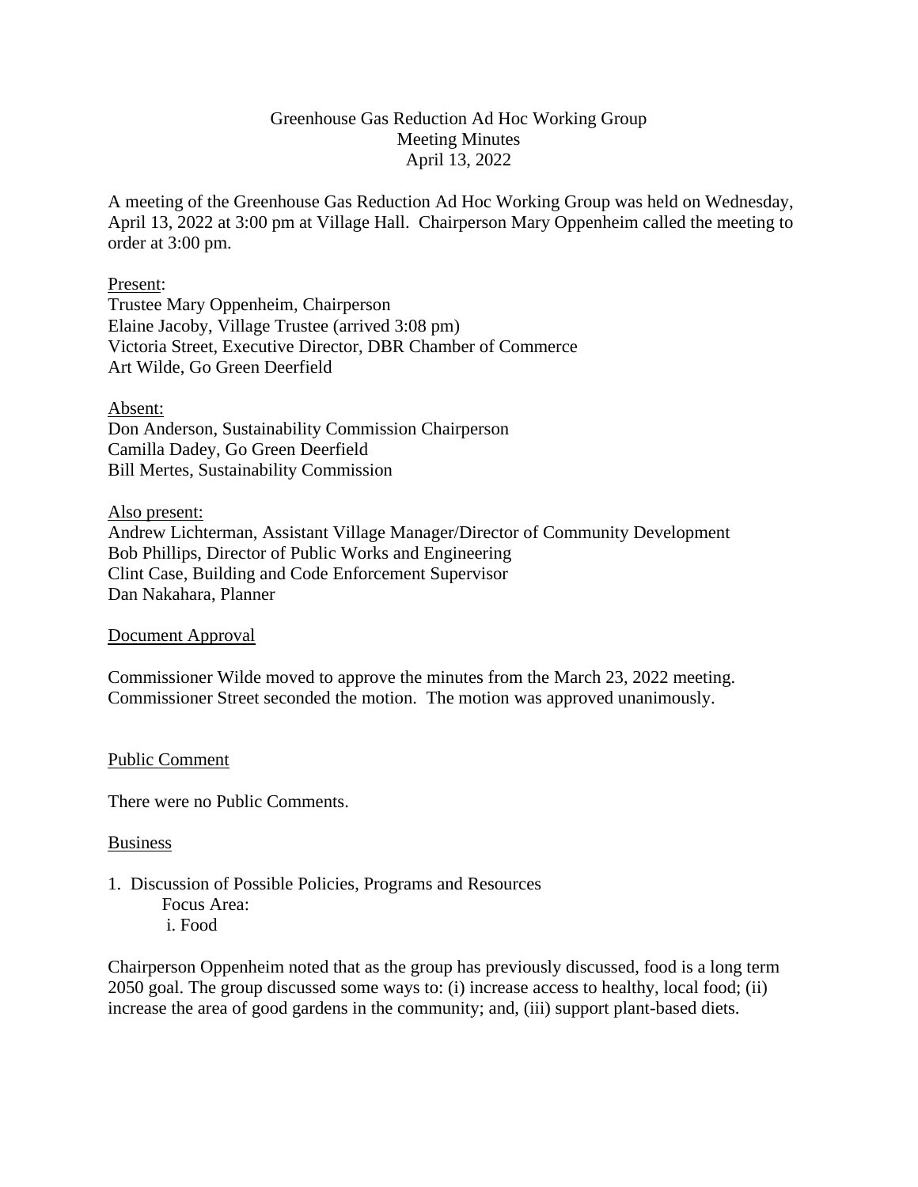Greenhouse Gas Reduction Ad Hoc Working Group
Meeting Minutes
April 13, 2022

A meeting of the Greenhouse Gas Reduction Ad Hoc Working Group was held on Wednesday, April 13, 2022 at 3:00 pm at Village Hall. Chairperson Mary Oppenheim called the meeting to order at 3:00 pm.

Present:
Trustee Mary Oppenheim, Chairperson
Elaine Jacoby, Village Trustee (arrived 3:08 pm)
Victoria Street, Executive Director, DBR Chamber of Commerce
Art Wilde, Go Green Deerfield

Absent:
Don Anderson, Sustainability Commission Chairperson
Camilla Dadey, Go Green Deerfield
Bill Mertes, Sustainability Commission

Also present:
Andrew Lichterman, Assistant Village Manager/Director of Community Development
Bob Phillips, Director of Public Works and Engineering
Clint Case, Building and Code Enforcement Supervisor
Dan Nakahara, Planner

Document Approval

Commissioner Wilde moved to approve the minutes from the March 23, 2022 meeting. Commissioner Street seconded the motion. The motion was approved unanimously.

Public Comment

There were no Public Comments.

Business

1. Discussion of Possible Policies, Programs and Resources
   Focus Area:
   i. Food

Chairperson Oppenheim noted that as the group has previously discussed, food is a long term 2050 goal. The group discussed some ways to: (i) increase access to healthy, local food; (ii) increase the area of good gardens in the community; and, (iii) support plant-based diets.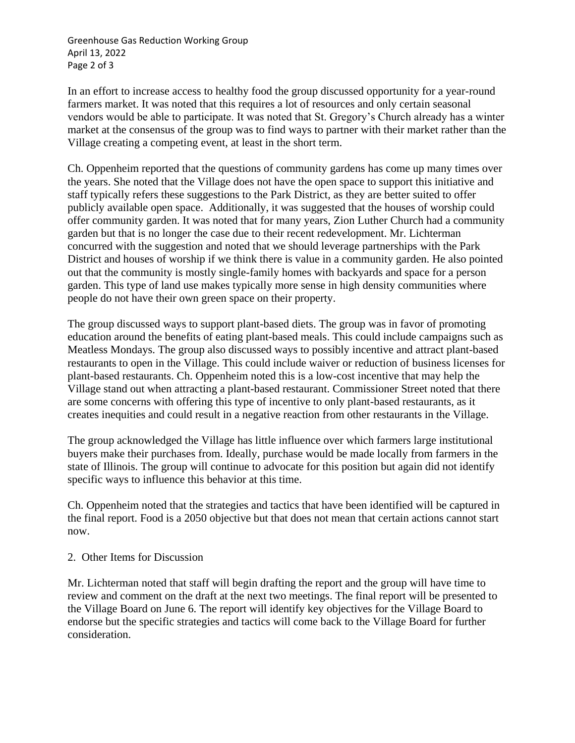In an effort to increase access to healthy food the group discussed opportunity for a year-round farmers market. It was noted that this requires a lot of resources and only certain seasonal vendors would be able to participate. It was noted that St. Gregory's Church already has a winter market at the consensus of the group was to find ways to partner with their market rather than the Village creating a competing event, at least in the short term.

Ch. Oppenheim reported that the questions of community gardens has come up many times over the years. She noted that the Village does not have the open space to support this initiative and staff typically refers these suggestions to the Park District, as they are better suited to offer publicly available open space. Additionally, it was suggested that the houses of worship could offer community garden. It was noted that for many years, Zion Luther Church had a community garden but that is no longer the case due to their recent redevelopment. Mr. Lichterman concurred with the suggestion and noted that we should leverage partnerships with the Park District and houses of worship if we think there is value in a community garden. He also pointed out that the community is mostly single-family homes with backyards and space for a person garden. This type of land use makes typically more sense in high density communities where people do not have their own green space on their property.

The group discussed ways to support plant-based diets. The group was in favor of promoting education around the benefits of eating plant-based meals. This could include campaigns such as Meatless Mondays. The group also discussed ways to possibly incentive and attract plant-based restaurants to open in the Village. This could include waiver or reduction of business licenses for plant-based restaurants. Ch. Oppenheim noted this is a low-cost incentive that may help the Village stand out when attracting a plant-based restaurant. Commissioner Street noted that there are some concerns with offering this type of incentive to only plant-based restaurants, as it creates inequities and could result in a negative reaction from other restaurants in the Village.

The group acknowledged the Village has little influence over which farmers large institutional buyers make their purchases from. Ideally, purchase would be made locally from farmers in the state of Illinois. The group will continue to advocate for this position but again did not identify specific ways to influence this behavior at this time.

Ch. Oppenheim noted that the strategies and tactics that have been identified will be captured in the final report. Food is a 2050 objective but that does not mean that certain actions cannot start now.

2. Other Items for Discussion

Mr. Lichterman noted that staff will begin drafting the report and the group will have time to review and comment on the draft at the next two meetings. The final report will be presented to the Village Board on June 6. The report will identify key objectives for the Village Board to endorse but the specific strategies and tactics will come back to the Village Board for further consideration.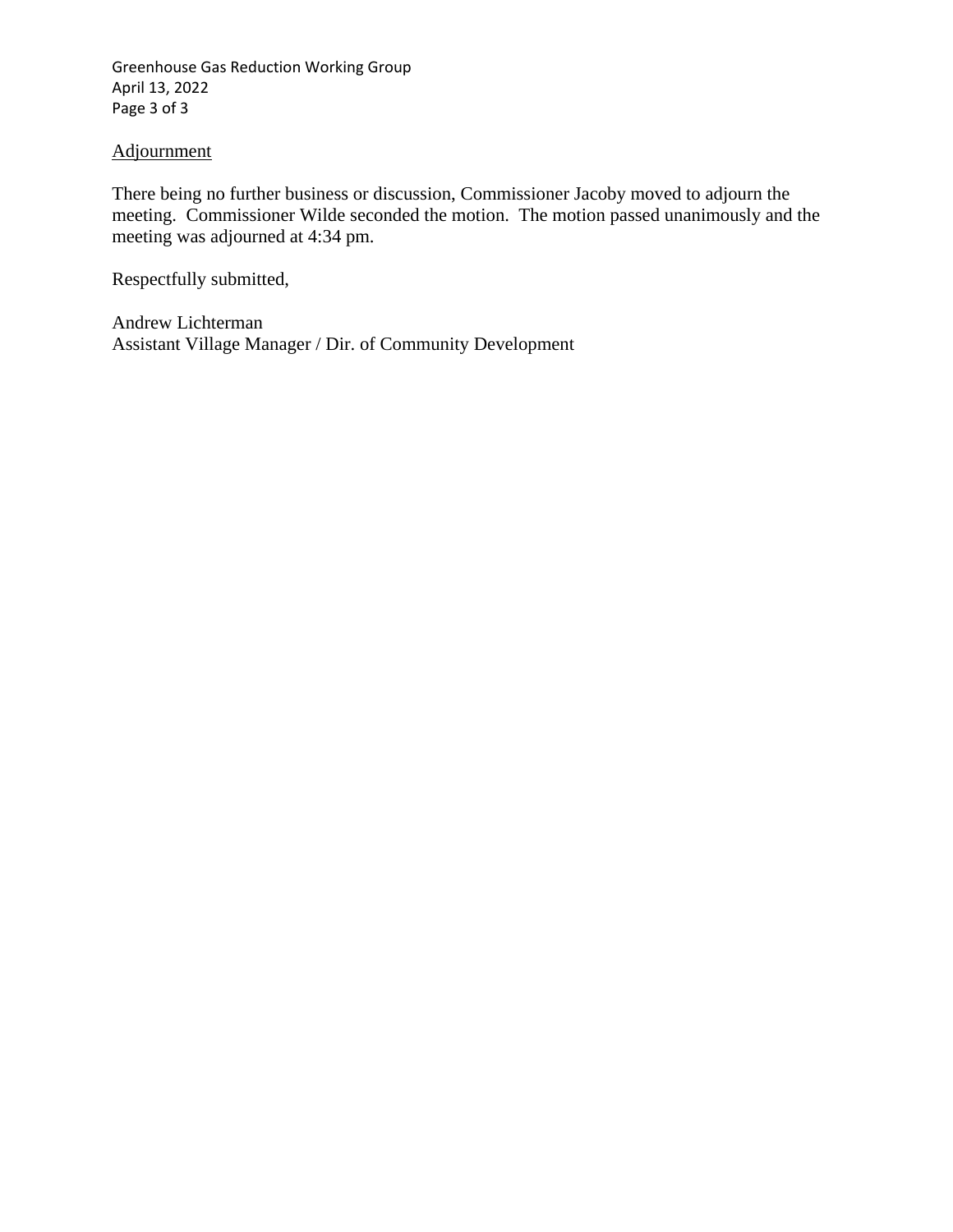<u>Adjournment</u>

There being no further business or discussion, Commissioner Jacoby moved to adjourn the meeting. Commissioner Wilde seconded the motion. The motion passed unanimously and the meeting was adjourned at 4:34 pm.

Respectfully submitted,

Andrew Lichterman
Assistant Village Manager / Dir. of Community Development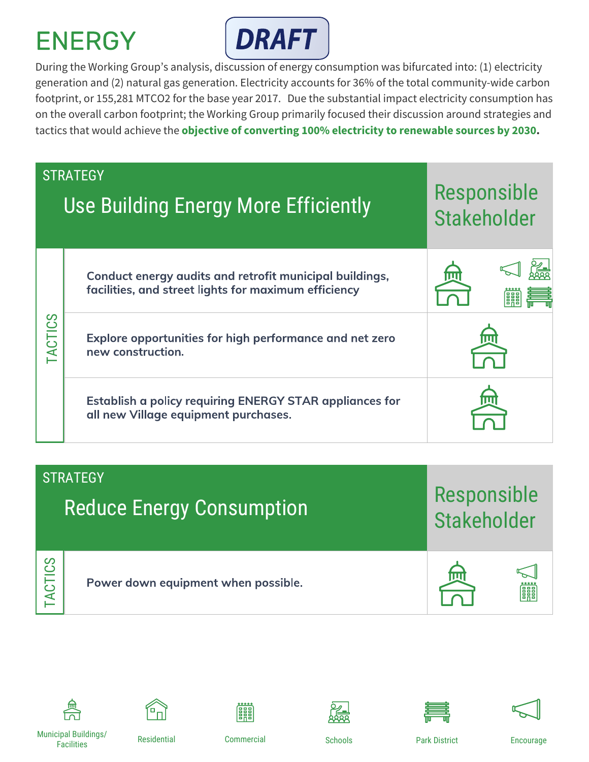# ENERGY

**DRAFT**

During the Working Group's analysis, discussion of energy consumption was bifurcated into: (1) electricity generation and (2) natural gas generation. Electricity accounts for 36% of the total community-wide carbon footprint, or 155,281 MTCO2 for the base year 2017. Due the substantial impact electricity consumption has on the overall carbon footprint; the Working Group primarily focused their discussion around strategies and tactics that would achieve the **objective of converting 100% electricity to renewable sources by 2030.**

## STRATEGY: Use Building Energy More Efficiently

| TACTICS | Responsible Stakeholder |
| --- | --- |
| **Conduct energy audits and retrofit municipal buildings, facilities, and street lights for maximum efficiency** | Municipal Buildings/Facilities, Encourage, Schools, Commercial, Park District |
| **Explore opportunities for high performance and net zero new construction.** | Municipal Buildings/Facilities |
| **Establish a policy requiring ENERGY STAR appliances for all new Village equipment purchases.** | Municipal Buildings/Facilities |

## STRATEGY: Reduce Energy Consumption

| TACTICS | Responsible Stakeholder |
| --- | --- |
| **Power down equipment when possible.** | Municipal Buildings/Facilities, Encourage, Commercial |

Municipal Buildings/Facilities | Residential | Commercial | Schools | Park District | Encourage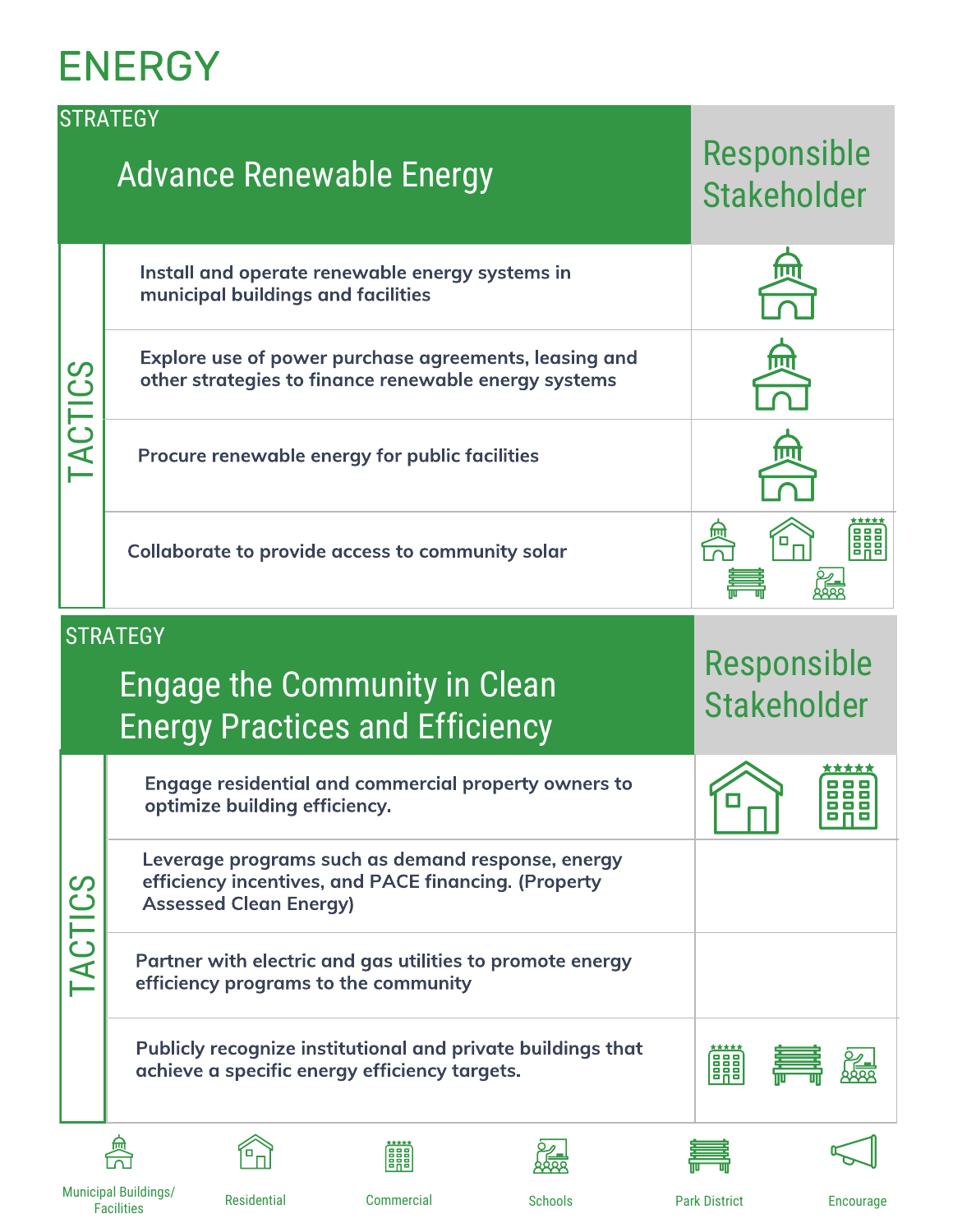# ENERGY

## STRATEGY: Advance Renewable Energy

| TACTICS | Responsible Stakeholder |
|---|---|
| Install and operate renewable energy systems in municipal buildings and facilities | Municipal Buildings/Facilities |
| Explore use of power purchase agreements, leasing and other strategies to finance renewable energy systems | Municipal Buildings/Facilities |
| Procure renewable energy for public facilities | Municipal Buildings/Facilities |
| Collaborate to provide access to community solar | Municipal Buildings/Facilities, Residential, Commercial, Park District, Schools |

## STRATEGY: Engage the Community in Clean Energy Practices and Efficiency

| TACTICS | Responsible Stakeholder |
|---|---|
| Engage residential and commercial property owners to optimize building efficiency. | Residential, Commercial |
| Leverage programs such as demand response, energy efficiency incentives, and PACE financing. (Property Assessed Clean Energy) | |
| Partner with electric and gas utilities to promote energy efficiency programs to the community | |
| Publicly recognize institutional and private buildings that achieve a specific energy efficiency targets. | Commercial, Park District, Schools |

Municipal Buildings/Facilities | Residential | Commercial | Schools | Park District | Encourage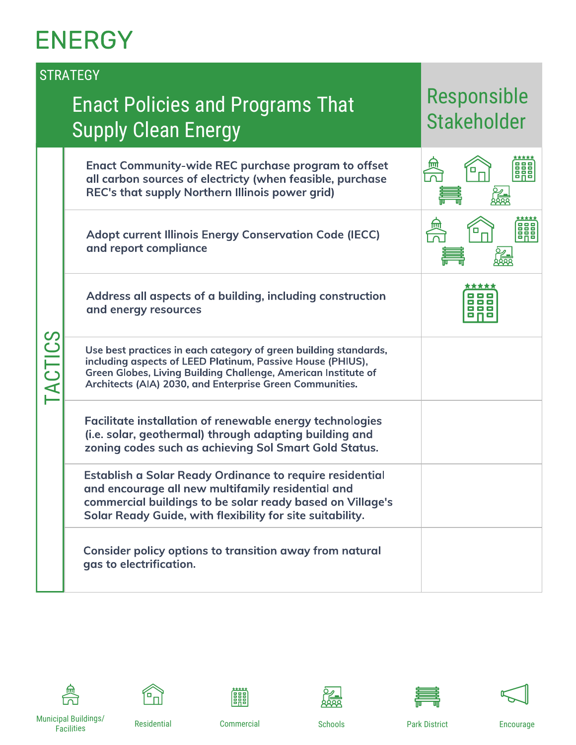# ENERGY

## STRATEGY

### Enact Policies and Programs That Supply Clean Energy

| TACTICS | Responsible Stakeholder |
|---|---|
| Enact Community-wide REC purchase program to offset all carbon sources of electricty (when feasible, purchase REC's that supply Northern Illinois power grid) | Municipal Buildings/Facilities, Residential, Commercial, Park District, Schools |
| Adopt current Illinois Energy Conservation Code (IECC) and report compliance | Municipal Buildings/Facilities, Residential, Commercial, Park District, Schools |
| Address all aspects of a building, including construction and energy resources | Commercial |
| Use best practices in each category of green building standards, including aspects of LEED Platinum, Passive House (PHIUS), Green Globes, Living Building Challenge, American Institute of Architects (AIA) 2030, and Enterprise Green Communities. | |
| Facilitate installation of renewable energy technologies (i.e. solar, geothermal) through adapting building and zoning codes such as achieving Sol Smart Gold Status. | |
| Establish a Solar Ready Ordinance to require residential and encourage all new multifamily residential and commercial buildings to be solar ready based on Village's Solar Ready Guide, with flexibility for site suitability. | |
| Consider policy options to transition away from natural gas to electrification. | |

Municipal Buildings/Facilities | Residential | Commercial | Schools | Park District | Encourage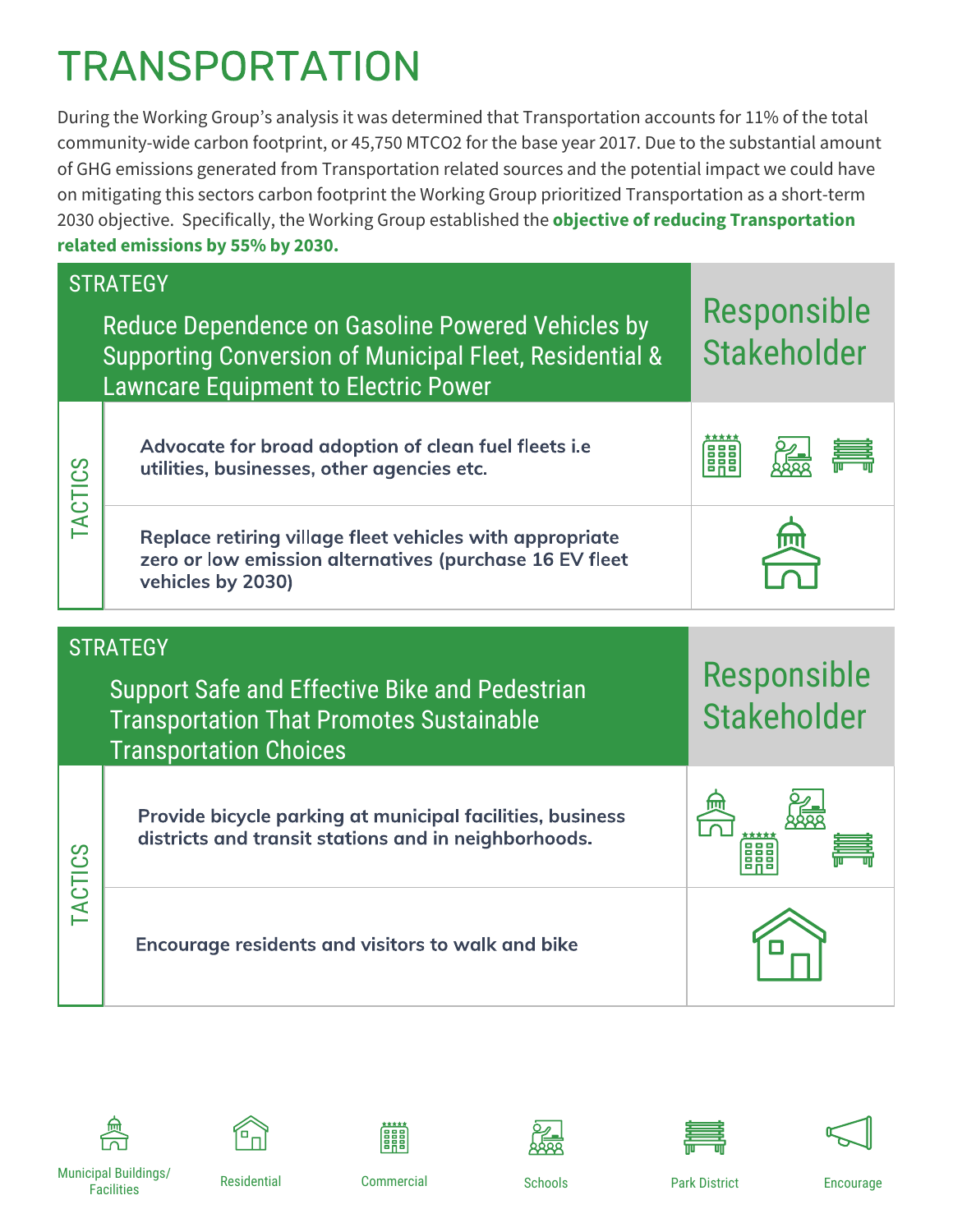# TRANSPORTATION

During the Working Group's analysis it was determined that Transportation accounts for 11% of the total community-wide carbon footprint, or 45,750 MTCO2 for the base year 2017. Due to the substantial amount of GHG emissions generated from Transportation related sources and the potential impact we could have on mitigating this sectors carbon footprint the Working Group prioritized Transportation as a short-term 2030 objective. Specifically, the Working Group established the **objective of reducing Transportation related emissions by 55% by 2030.**

| STRATEGY: Reduce Dependence on Gasoline Powered Vehicles by Supporting Conversion of Municipal Fleet, Residential & Lawncare Equipment to Electric Power | Responsible Stakeholder |
|---|---|
| **TACTICS** | |
| **Advocate for broad adoption of clean fuel fleets i.e utilities, businesses, other agencies etc.** | Commercial, Schools, Park District |
| **Replace retiring village fleet vehicles with appropriate zero or low emission alternatives (purchase 16 EV fleet vehicles by 2030)** | Municipal Buildings/ Facilities |

| STRATEGY: Support Safe and Effective Bike and Pedestrian Transportation That Promotes Sustainable Transportation Choices | Responsible Stakeholder |
|---|---|
| **TACTICS** | |
| **Provide bicycle parking at municipal facilities, business districts and transit stations and in neighborhoods.** | Municipal Buildings/ Facilities, Schools, Commercial, Park District |
| **Encourage residents and visitors to walk and bike** | Residential |

Municipal Buildings/ Facilities | Residential | Commercial | Schools | Park District | Encourage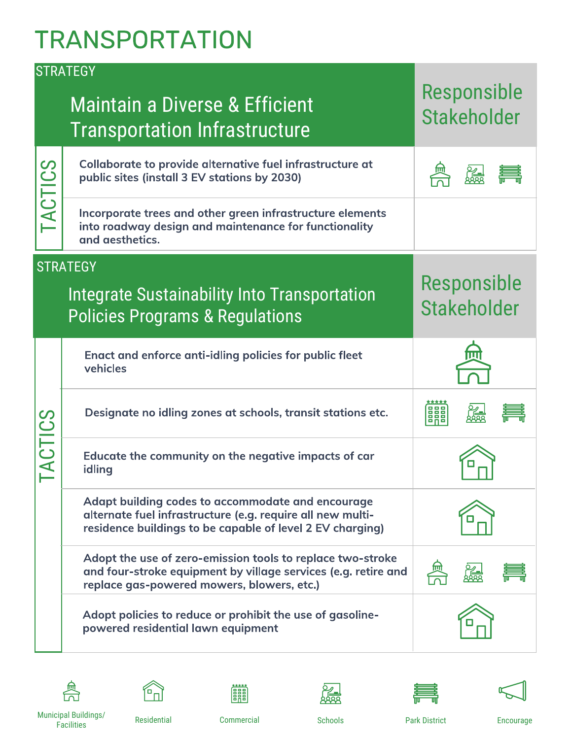# TRANSPORTATION

## STRATEGY: Maintain a Diverse & Efficient Transportation Infrastructure

| TACTICS | Responsible Stakeholder |
| --- | --- |
| Collaborate to provide alternative fuel infrastructure at public sites (install 3 EV stations by 2030) | Municipal Buildings/Facilities, Schools, Park District |
| Incorporate trees and other green infrastructure elements into roadway design and maintenance for functionality and aesthetics. | |

## STRATEGY: Integrate Sustainability Into Transportation Policies Programs & Regulations

| TACTICS | Responsible Stakeholder |
| --- | --- |
| Enact and enforce anti-idling policies for public fleet vehicles | Municipal Buildings/Facilities |
| Designate no idling zones at schools, transit stations etc. | Commercial, Schools, Park District |
| Educate the community on the negative impacts of car idling | Residential |
| Adapt building codes to accommodate and encourage alternate fuel infrastructure (e.g. require all new multi-residence buildings to be capable of level 2 EV charging) | Residential |
| Adopt the use of zero-emission tools to replace two-stroke and four-stroke equipment by village services (e.g. retire and replace gas-powered mowers, blowers, etc.) | Municipal Buildings/Facilities, Schools, Park District |
| Adopt policies to reduce or prohibit the use of gasoline-powered residential lawn equipment | Residential |

Municipal Buildings/Facilities | Residential | Commercial | Schools | Park District | Encourage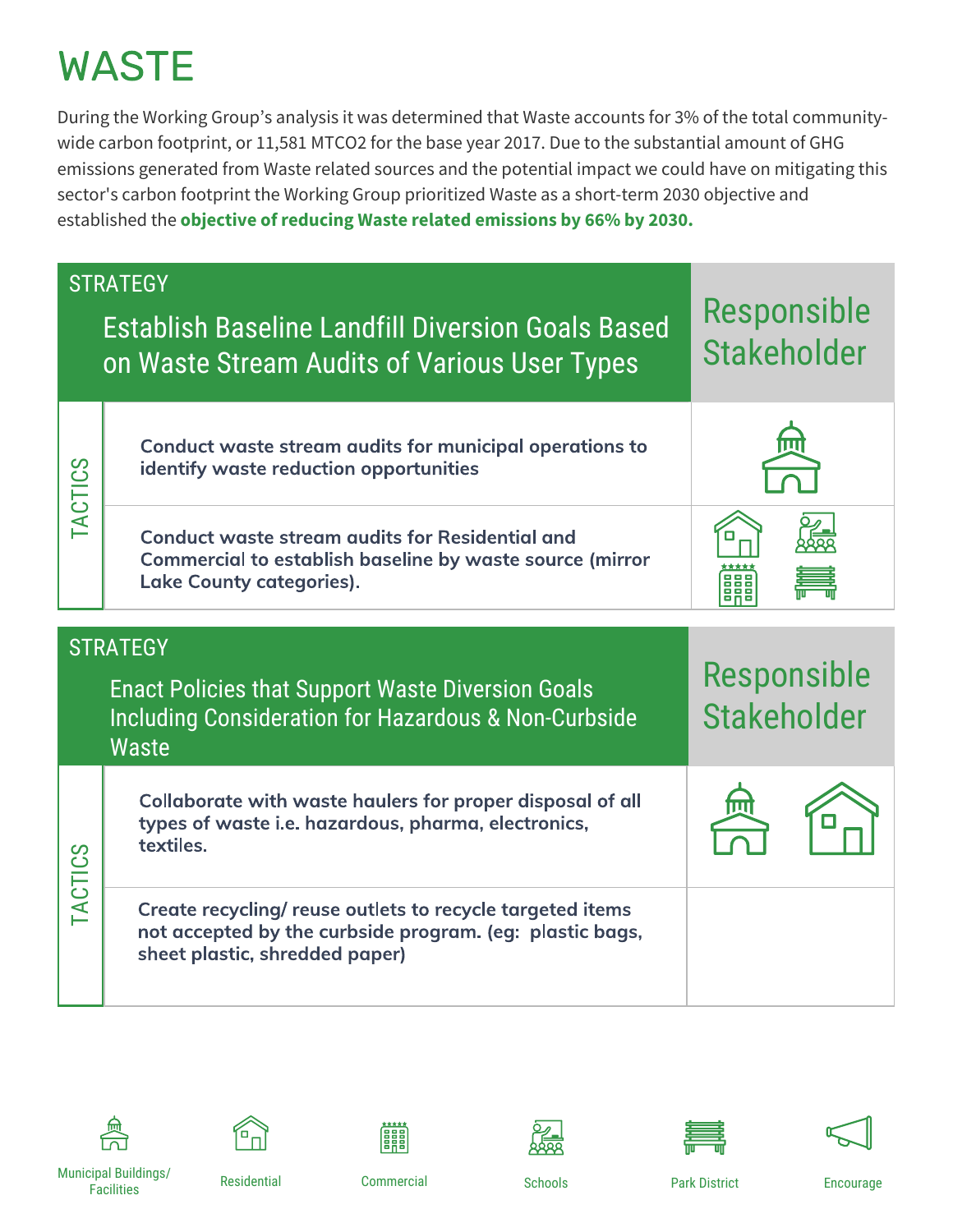# WASTE

During the Working Group's analysis it was determined that Waste accounts for 3% of the total community-wide carbon footprint, or 11,581 MTCO2 for the base year 2017. Due to the substantial amount of GHG emissions generated from Waste related sources and the potential impact we could have on mitigating this sector's carbon footprint the Working Group prioritized Waste as a short-term 2030 objective and established the **objective of reducing Waste related emissions by 66% by 2030.**

| STRATEGY: Establish Baseline Landfill Diversion Goals Based on Waste Stream Audits of Various User Types | Responsible Stakeholder |
| --- | --- |
| **Conduct waste stream audits for municipal operations to identify waste reduction opportunities** | Municipal Buildings/Facilities |
| **Conduct waste stream audits for Residential and Commercial to establish baseline by waste source (mirror Lake County categories).** | Residential, Schools, Commercial, Park District |

| STRATEGY: Enact Policies that Support Waste Diversion Goals Including Consideration for Hazardous & Non-Curbside Waste | Responsible Stakeholder |
| --- | --- |
| **Collaborate with waste haulers for proper disposal of all types of waste i.e. hazardous, pharma, electronics, textiles.** | Municipal Buildings/Facilities, Residential |
| **Create recycling/ reuse outlets to recycle targeted items not accepted by the curbside program. (eg: plastic bags, sheet plastic, shredded paper)** | |

Municipal Buildings/ Facilities | Residential | Commercial | Schools | Park District | Encourage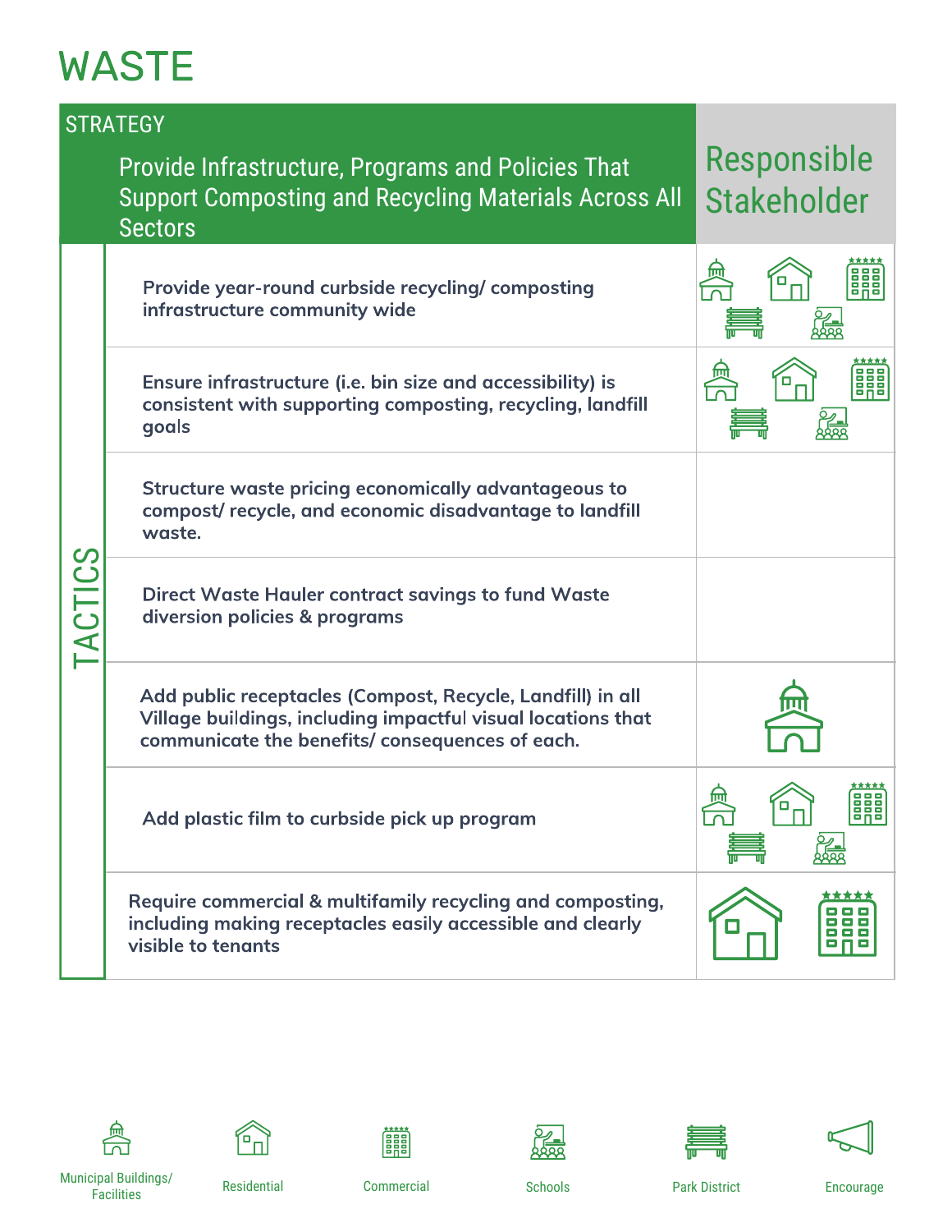# WASTE

| STRATEGY | Responsible Stakeholder |
|---|---|
| **Provide Infrastructure, Programs and Policies That Support Composting and Recycling Materials Across All Sectors** | |
| **TACTICS** | |
| Provide year-round curbside recycling/ composting infrastructure community wide | Municipal Buildings/ Facilities, Residential, Commercial, Park District, Schools |
| Ensure infrastructure (i.e. bin size and accessibility) is consistent with supporting composting, recycling, landfill goals | Municipal Buildings/ Facilities, Residential, Commercial, Park District, Schools |
| Structure waste pricing economically advantageous to compost/ recycle, and economic disadvantage to landfill waste. | |
| Direct Waste Hauler contract savings to fund Waste diversion policies & programs | |
| Add public receptacles (Compost, Recycle, Landfill) in all Village buildings, including impactful visual locations that communicate the benefits/ consequences of each. | Municipal Buildings/ Facilities |
| Add plastic film to curbside pick up program | Municipal Buildings/ Facilities, Residential, Commercial, Park District, Schools |
| Require commercial & multifamily recycling and composting, including making receptacles easily accessible and clearly visible to tenants | Residential, Commercial |

Municipal Buildings/ Facilities | Residential | Commercial | Schools | Park District | Encourage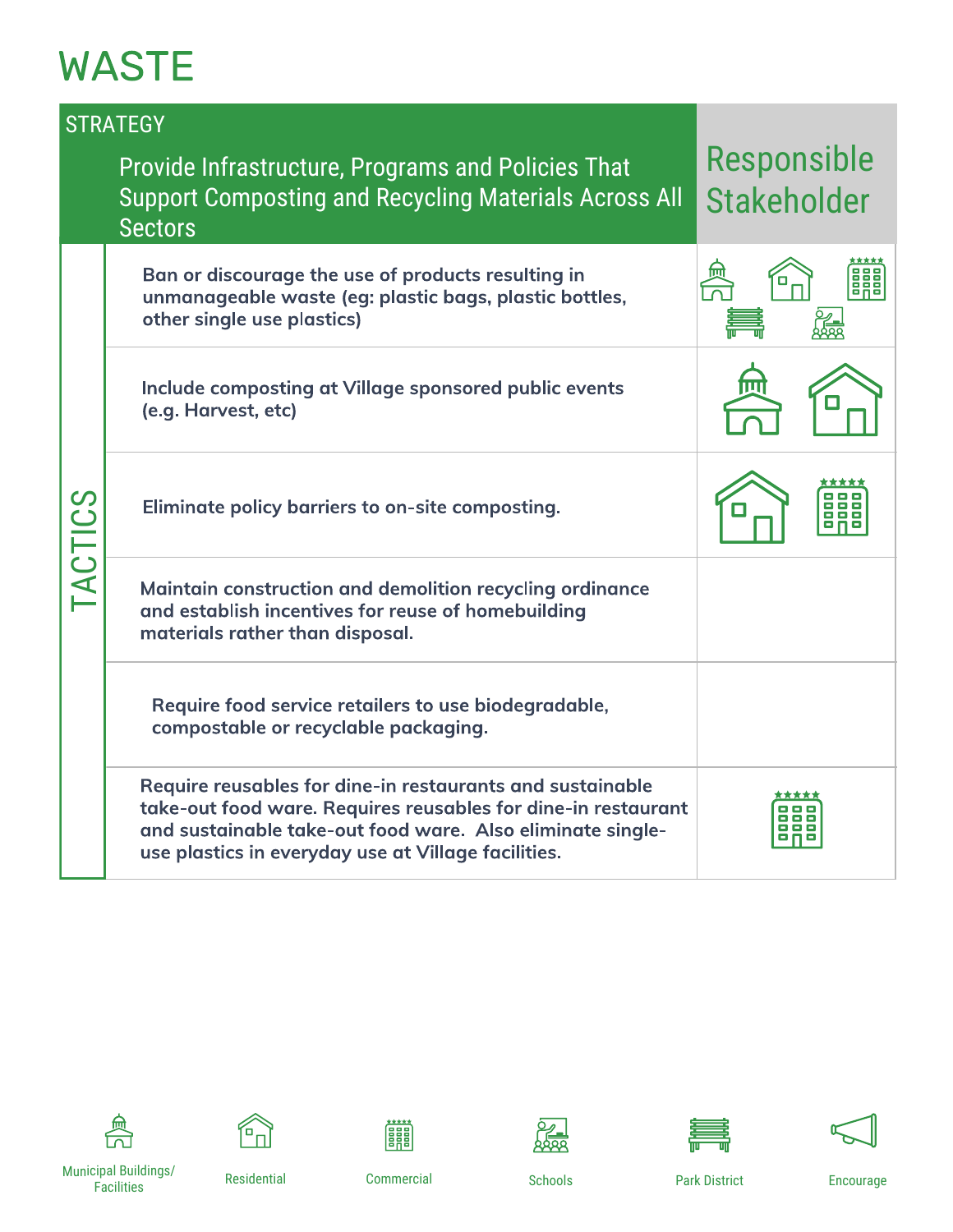# WASTE

| STRATEGY | Responsible Stakeholder |
|---|---|
| **Provide Infrastructure, Programs and Policies That Support Composting and Recycling Materials Across All Sectors** | |
| **TACTICS** | |
| Ban or discourage the use of products resulting in unmanageable waste (eg: plastic bags, plastic bottles, other single use plastics) | Municipal Buildings/Facilities, Residential, Commercial, Park District, Schools |
| Include composting at Village sponsored public events (e.g. Harvest, etc) | Municipal Buildings/Facilities, Residential |
| Eliminate policy barriers to on-site composting. | Residential, Commercial |
| Maintain construction and demolition recycling ordinance and establish incentives for reuse of homebuilding materials rather than disposal. | |
| Require food service retailers to use biodegradable, compostable or recyclable packaging. | |
| Require reusables for dine-in restaurants and sustainable take-out food ware. Requires reusables for dine-in restaurant and sustainable take-out food ware. Also eliminate single-use plastics in everyday use at Village facilities. | Commercial |

Municipal Buildings/Facilities | Residential | Commercial | Schools | Park District | Encourage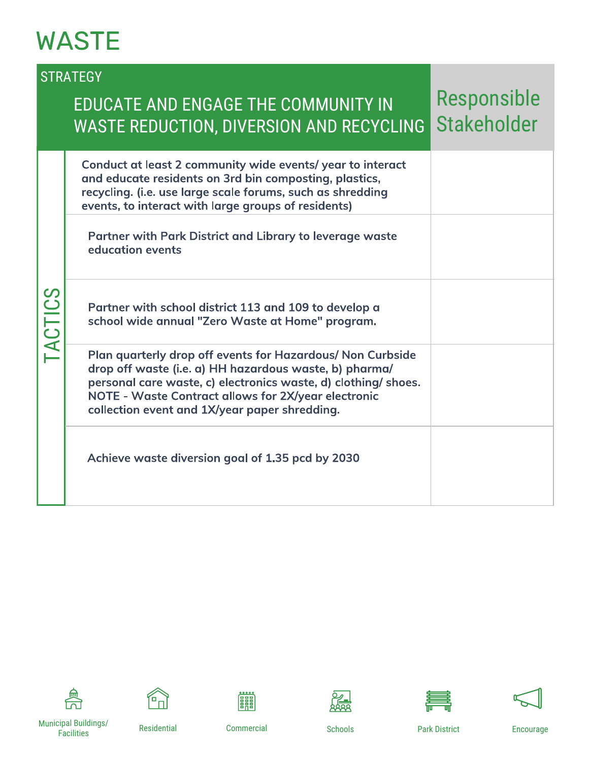# WASTE

| STRATEGY | |
| --- | --- |
| EDUCATE AND ENGAGE THE COMMUNITY IN WASTE REDUCTION, DIVERSION AND RECYCLING | Responsible Stakeholder |

**TACTICS**

| Tactic | Responsible Stakeholder |
| --- | --- |
| Conduct at least 2 community wide events/ year to interact and educate residents on 3rd bin composting, plastics, recycling. (i.e. use large scale forums, such as shredding events, to interact with large groups of residents) | |
| Partner with Park District and Library to leverage waste education events | |
| Partner with school district 113 and 109 to develop a school wide annual "Zero Waste at Home" program. | |
| Plan quarterly drop off events for Hazardous/ Non Curbside drop off waste (i.e. a) HH hazardous waste, b) pharma/ personal care waste, c) electronics waste, d) clothing/ shoes. NOTE - Waste Contract allows for 2X/year electronic collection event and 1X/year paper shredding. | |
| Achieve waste diversion goal of 1.35 pcd by 2030 | |

Municipal Buildings/ Facilities | Residential | Commercial | Schools | Park District | Encourage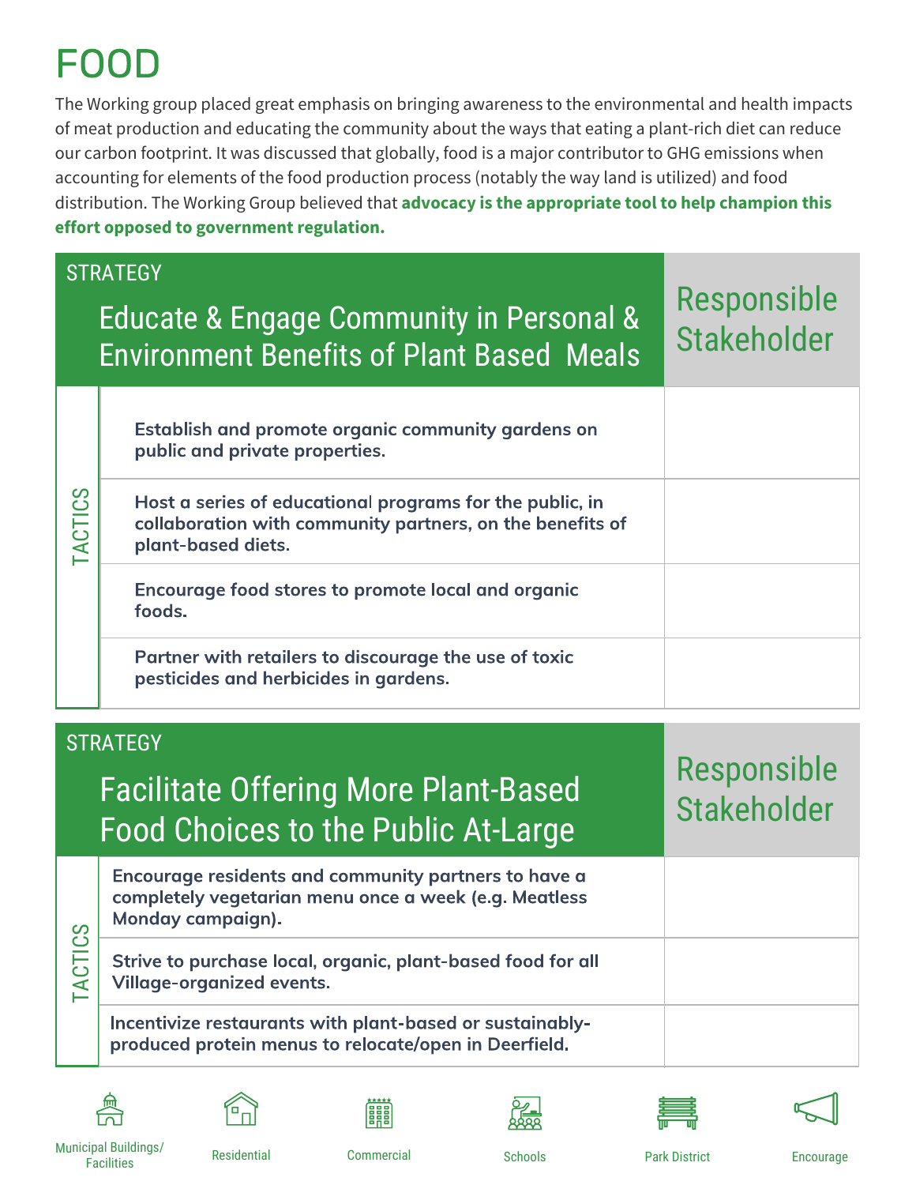# FOOD

The Working group placed great emphasis on bringing awareness to the environmental and health impacts of meat production and educating the community about the ways that eating a plant-rich diet can reduce our carbon footprint. It was discussed that globally, food is a major contributor to GHG emissions when accounting for elements of the food production process (notably the way land is utilized) and food distribution. The Working Group believed that **advocacy is the appropriate tool to help champion this effort opposed to government regulation.**

| STRATEGY: Educate & Engage Community in Personal & Environment Benefits of Plant Based Meals | Responsible Stakeholder |
|---|---|
| **TACTICS** | |
| **Establish and promote organic community gardens on public and private properties.** | |
| **Host a series of educational programs for the public, in collaboration with community partners, on the benefits of plant-based diets.** | |
| **Encourage food stores to promote local and organic foods.** | |
| **Partner with retailers to discourage the use of toxic pesticides and herbicides in gardens.** | |

| STRATEGY: Facilitate Offering More Plant-Based Food Choices to the Public At-Large | Responsible Stakeholder |
|---|---|
| **TACTICS** | |
| **Encourage residents and community partners to have a completely vegetarian menu once a week (e.g. Meatless Monday campaign).** | |
| **Strive to purchase local, organic, plant-based food for all Village-organized events.** | |
| **Incentivize restaurants with plant-based or sustainably-produced protein menus to relocate/open in Deerfield.** | |

Municipal Buildings/Facilities | Residential | Commercial | Schools | Park District | Encourage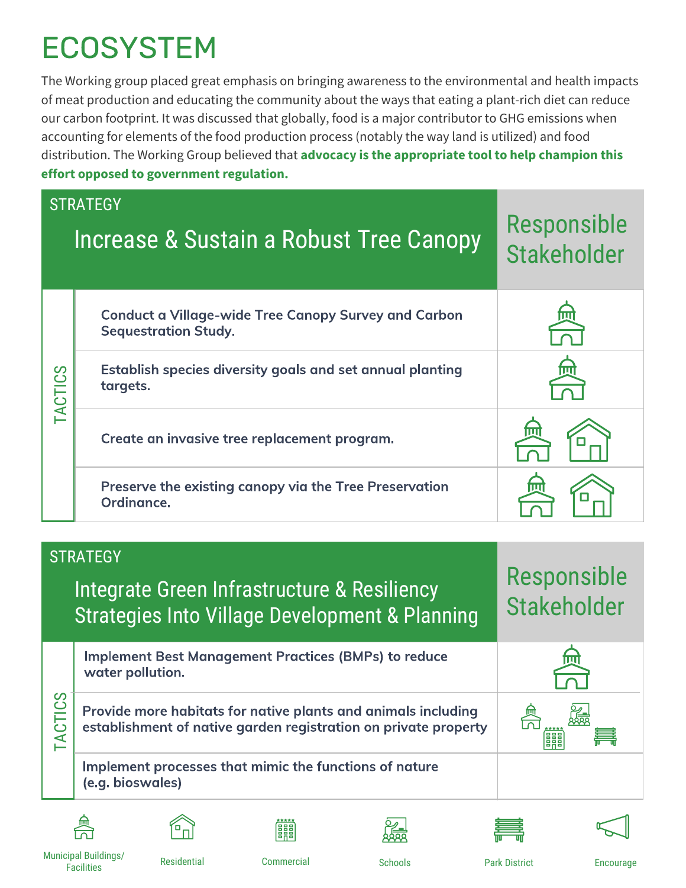# ECOSYSTEM

The Working group placed great emphasis on bringing awareness to the environmental and health impacts of meat production and educating the community about the ways that eating a plant-rich diet can reduce our carbon footprint. It was discussed that globally, food is a major contributor to GHG emissions when accounting for elements of the food production process (notably the way land is utilized) and food distribution. The Working Group believed that **advocacy is the appropriate tool to help champion this effort opposed to government regulation.**

## STRATEGY: Increase & Sustain a Robust Tree Canopy

| TACTICS | Responsible Stakeholder |
|---|---|
| **Conduct a Village-wide Tree Canopy Survey and Carbon Sequestration Study.** | Municipal Buildings/Facilities |
| **Establish species diversity goals and set annual planting targets.** | Municipal Buildings/Facilities |
| **Create an invasive tree replacement program.** | Municipal Buildings/Facilities, Residential |
| **Preserve the existing canopy via the Tree Preservation Ordinance.** | Municipal Buildings/Facilities, Residential |

## STRATEGY: Integrate Green Infrastructure & Resiliency Strategies Into Village Development & Planning

| TACTICS | Responsible Stakeholder |
|---|---|
| **Implement Best Management Practices (BMPs) to reduce water pollution.** | Municipal Buildings/Facilities |
| **Provide more habitats for native plants and animals including establishment of native garden registration on private property** | Municipal Buildings/Facilities, Schools, Commercial, Park District |
| **Implement processes that mimic the functions of nature (e.g. bioswales)** | |

Municipal Buildings/Facilities | Residential | Commercial | Schools | Park District | Encourage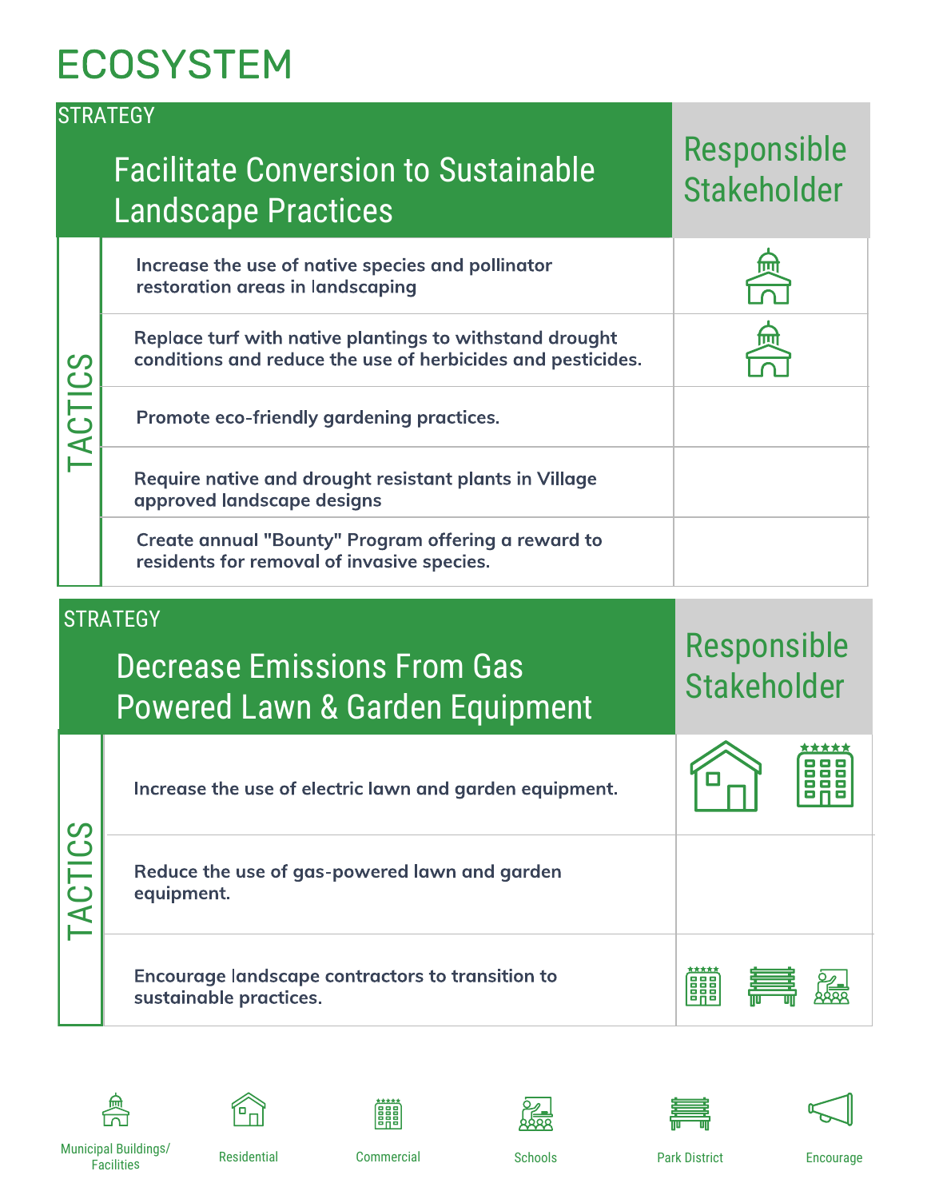# ECOSYSTEM

## STRATEGY: Facilitate Conversion to Sustainable Landscape Practices

| TACTICS | Responsible Stakeholder |
| --- | --- |
| Increase the use of native species and pollinator restoration areas in landscaping | Municipal Buildings/Facilities |
| Replace turf with native plantings to withstand drought conditions and reduce the use of herbicides and pesticides. | Municipal Buildings/Facilities |
| Promote eco-friendly gardening practices. | |
| Require native and drought resistant plants in Village approved landscape designs | |
| Create annual "Bounty" Program offering a reward to residents for removal of invasive species. | |

## STRATEGY: Decrease Emissions From Gas Powered Lawn & Garden Equipment

| TACTICS | Responsible Stakeholder |
| --- | --- |
| Increase the use of electric lawn and garden equipment. | Residential, Commercial |
| Reduce the use of gas-powered lawn and garden equipment. | |
| Encourage landscape contractors to transition to sustainable practices. | Commercial, Park District, Schools |

Municipal Buildings/ Facilities | Residential | Commercial | Schools | Park District | Encourage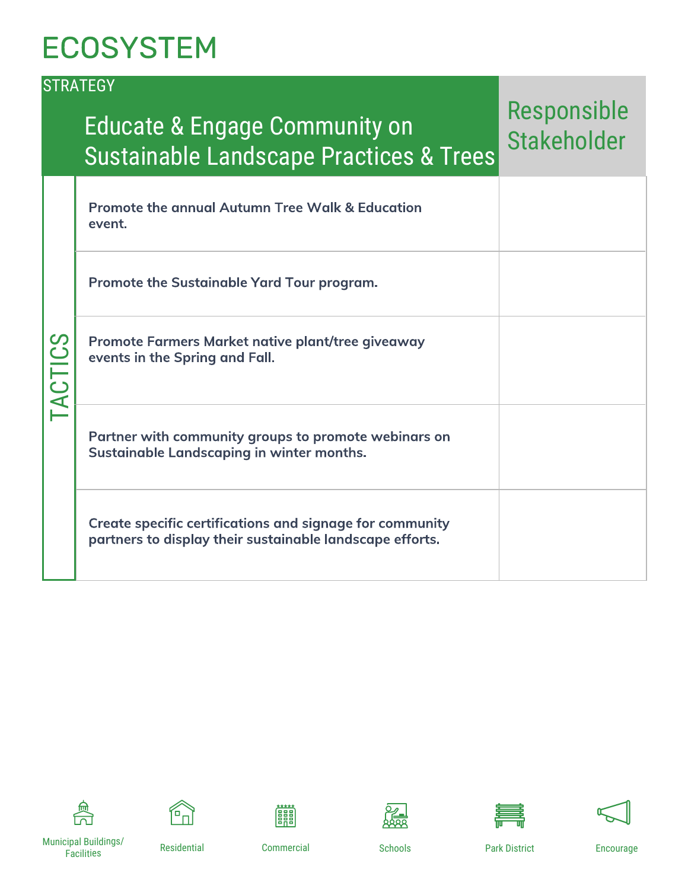# ECOSYSTEM

| STRATEGY: Educate & Engage Community on Sustainable Landscape Practices & Trees | Responsible Stakeholder |
|---|---|
| **TACTICS** | |
| **Promote the annual Autumn Tree Walk & Education event.** | |
| **Promote the Sustainable Yard Tour program.** | |
| **Promote Farmers Market native plant/tree giveaway events in the Spring and Fall.** | |
| **Partner with community groups to promote webinars on Sustainable Landscaping in winter months.** | |
| **Create specific certifications and signage for community partners to display their sustainable landscape efforts.** | |

Municipal Buildings/ Facilities | Residential | Commercial | Schools | Park District | Encourage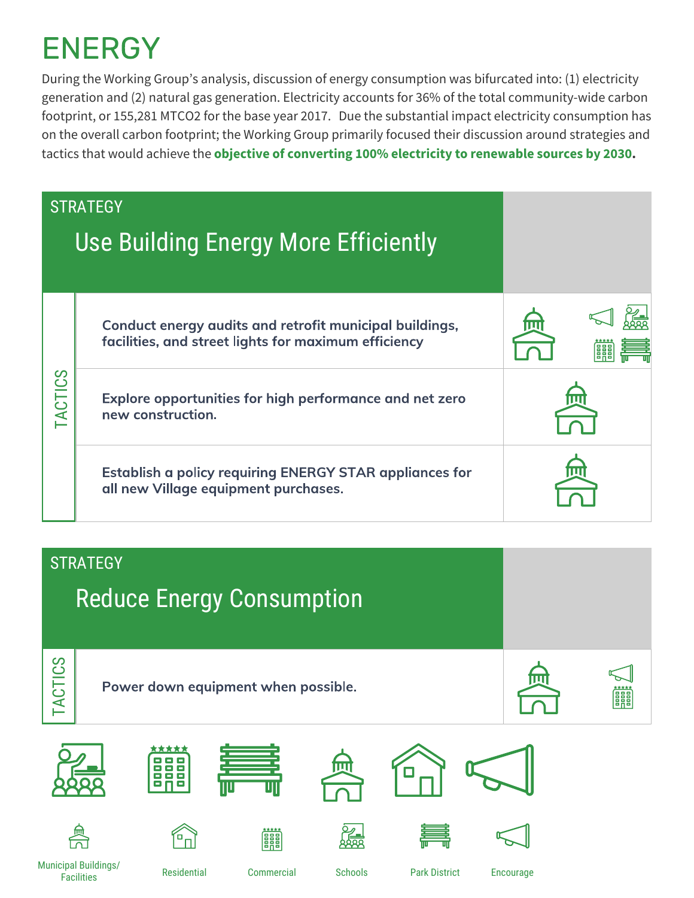# ENERGY

During the Working Group's analysis, discussion of energy consumption was bifurcated into: (1) electricity generation and (2) natural gas generation. Electricity accounts for 36% of the total community-wide carbon footprint, or 155,281 MTCO2 for the base year 2017. Due the substantial impact electricity consumption has on the overall carbon footprint; the Working Group primarily focused their discussion around strategies and tactics that would achieve the **objective of converting 100% electricity to renewable sources by 2030.**

## STRATEGY

### Use Building Energy More Efficiently

**TACTICS**

- **Conduct energy audits and retrofit municipal buildings, facilities, and street lights for maximum efficiency**
- **Explore opportunities for high performance and net zero new construction.**
- **Establish a policy requiring ENERGY STAR appliances for all new Village equipment purchases.**

## STRATEGY

### Reduce Energy Consumption

**TACTICS**

- **Power down equipment when possible.**

Municipal Buildings/ Facilities

Residential

Commercial

Schools

Park District

Encourage